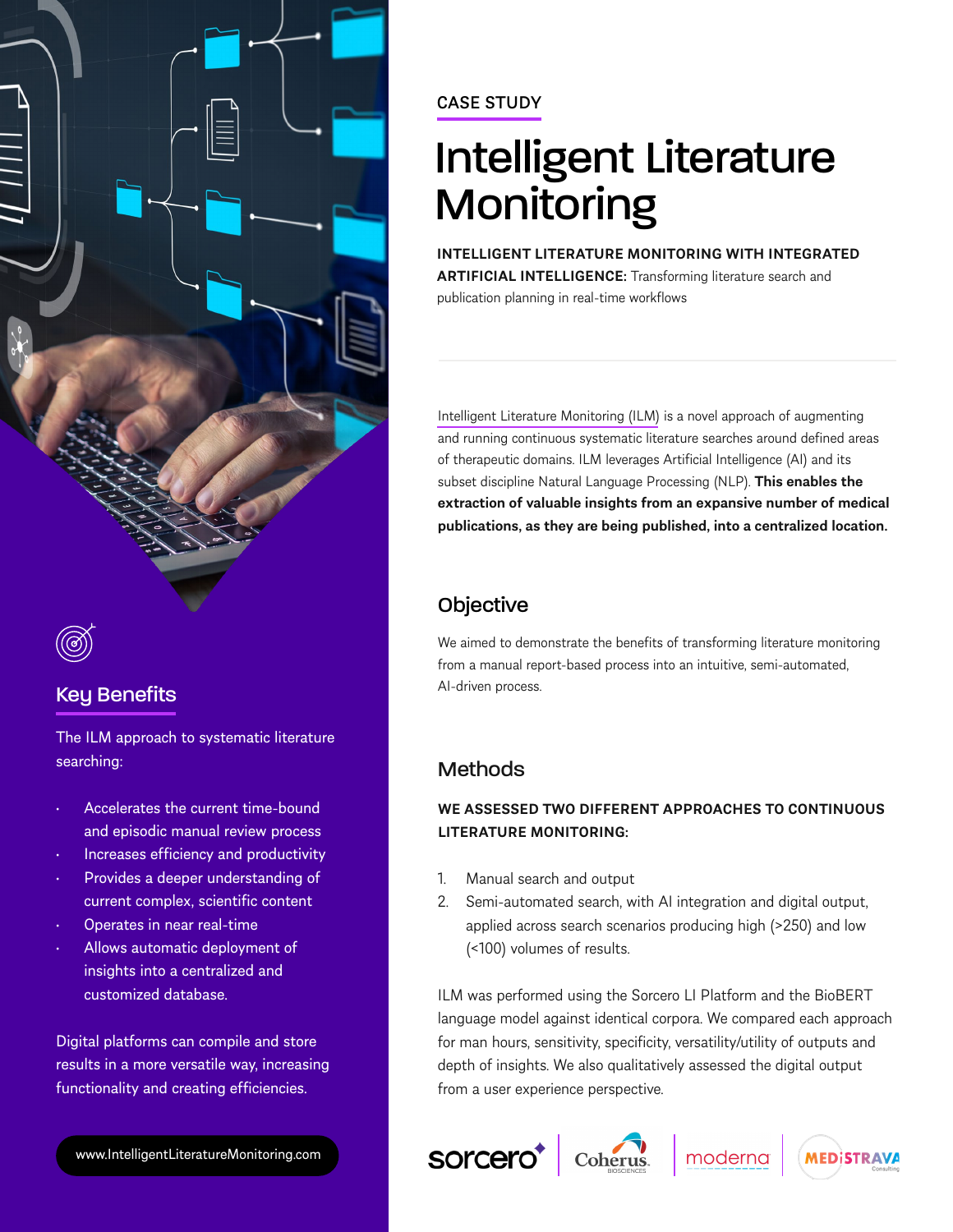CASE STUDY

# Intelligent Literature Monitoring

**INTELLIGENT LITERATURE MONITORING WITH INTEGRATED ARTIFICIAL INTELLIGENCE:** Transforming literature search and publication planning in real-time workflows

Intelligent Literature Monitoring (ILM) is a novel approach of augmenting and running continuous systematic literature searches around defined areas of therapeutic domains. ILM leverages Artificial Intelligence (AI) and its subset discipline Natural Language Processing (NLP). **This enables the extraction of valuable insights from an expansive number of medical publications, as they are being published, into a centralized location.**

## Objective

We aimed to demonstrate the benefits of transforming literature monitoring from a manual report-based process into an intuitive, semi-automated, AI-driven process.

## Methods

**WE ASSESSED TWO DIFFERENT APPROACHES TO CONTINUOUS LITERATURE MONITORING:**

1. Manual search and output
2. Semi-automated search, with AI integration and digital output, applied across search scenarios producing high (>250) and low (<100) volumes of results.

ILM was performed using the Sorcero LI Platform and the BioBERT language model against identical corpora. We compared each approach for man hours, sensitivity, specificity, versatility/utility of outputs and depth of insights. We also qualitatively assessed the digital output from a user experience perspective.

## Key Benefits

The ILM approach to systematic literature searching:

- Accelerates the current time-bound and episodic manual review process
- Increases efficiency and productivity
- Provides a deeper understanding of current complex, scientific content
- Operates in near real-time
- Allows automatic deployment of insights into a centralized and customized database.

Digital platforms can compile and store results in a more versatile way, increasing functionality and creating efficiencies.

www.IntelligentLiteratureMonitoring.com

sorcero | Coherus BIOSCIENCES | moderna | MEDiSTRAVA Consulting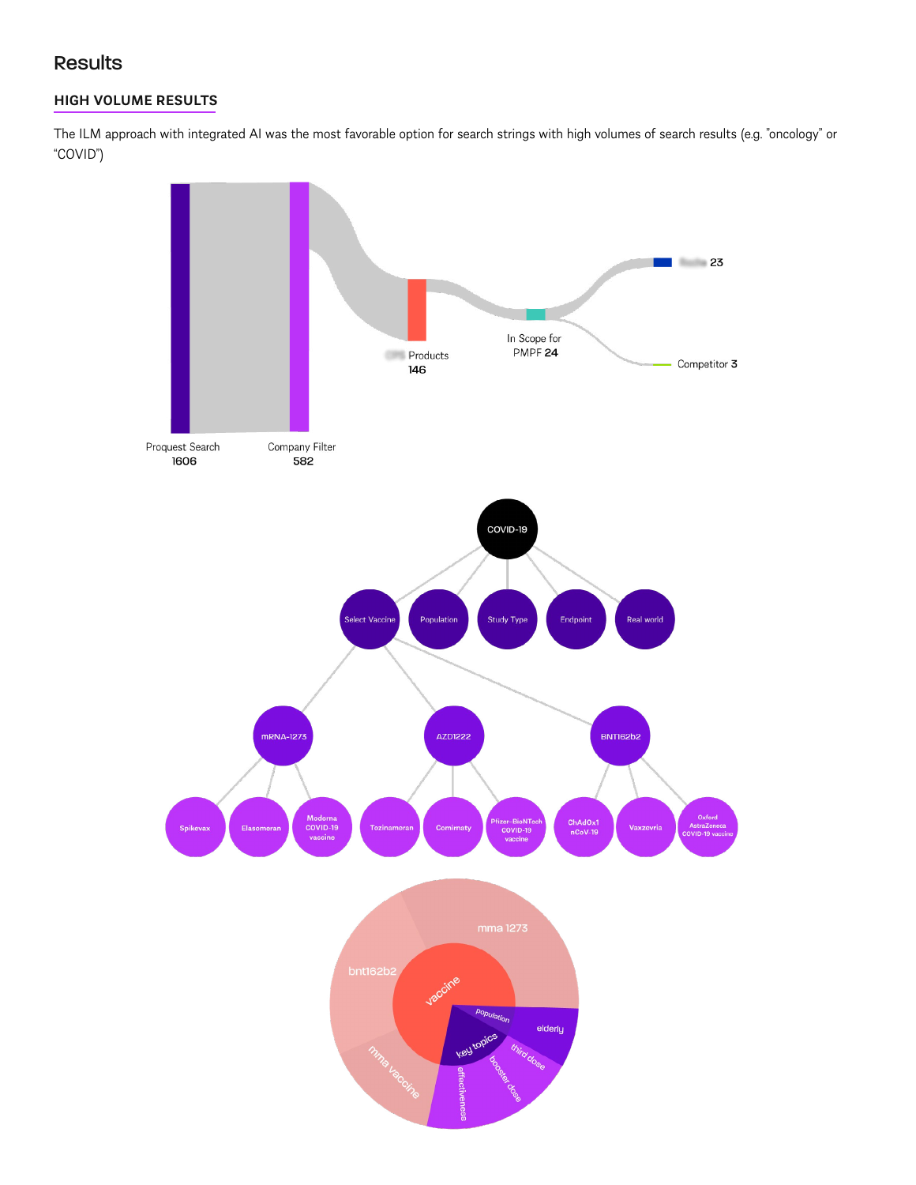## Results

### HIGH VOLUME RESULTS

The ILM approach with integrated AI was the most favorable option for search strings with high volumes of search results (e.g. "oncology" or "COVID")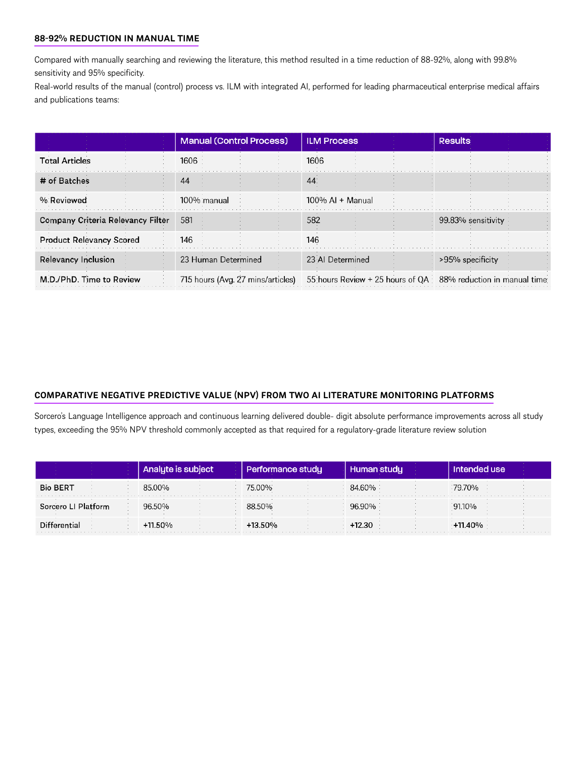## 88-92% REDUCTION IN MANUAL TIME

Compared with manually searching and reviewing the literature, this method resulted in a time reduction of 88-92%, along with 99.8% sensitivity and 95% specificity.

Real-world results of the manual (control) process vs. ILM with integrated AI, performed for leading pharmaceutical enterprise medical affairs and publications teams:

| | Manual (Control Process) | ILM Process | Results |
|---|---|---|---|
| Total Articles | 1606 | 1606 | |
| # of Batches | 44 | 44 | |
| % Reviewed | 100% manual | 100% AI + Manual | |
| Company Criteria Relevancy Filter | 581 | 582 | 99.83% sensitivity |
| Product Relevancy Scored | 146 | 146 | |
| Relevancy Inclusion | 23 Human Determined | 23 AI Determined | >95% specificity |
| M.D./PhD. Time to Review | 715 hours (Avg. 27 mins/articles) | 55 hours Review + 25 hours of QA | 88% reduction in manual time |

## COMPARATIVE NEGATIVE PREDICTIVE VALUE (NPV) FROM TWO AI LITERATURE MONITORING PLATFORMS

Sorcero's Language Intelligence approach and continuous learning delivered double- digit absolute performance improvements across all study types, exceeding the 95% NPV threshold commonly accepted as that required for a regulatory-grade literature review solution

| | Analyte is subject | Performance study | Human study | Intended use |
|---|---|---|---|---|
| Bio BERT | 85.00% | 75.00% | 84.60% | 79.70% |
| Sorcero LI Platform | 96.50% | 88.50% | 96.90% | 91.10% |
| Differential | +11.50% | +13.50% | +12.30 | +11.40% |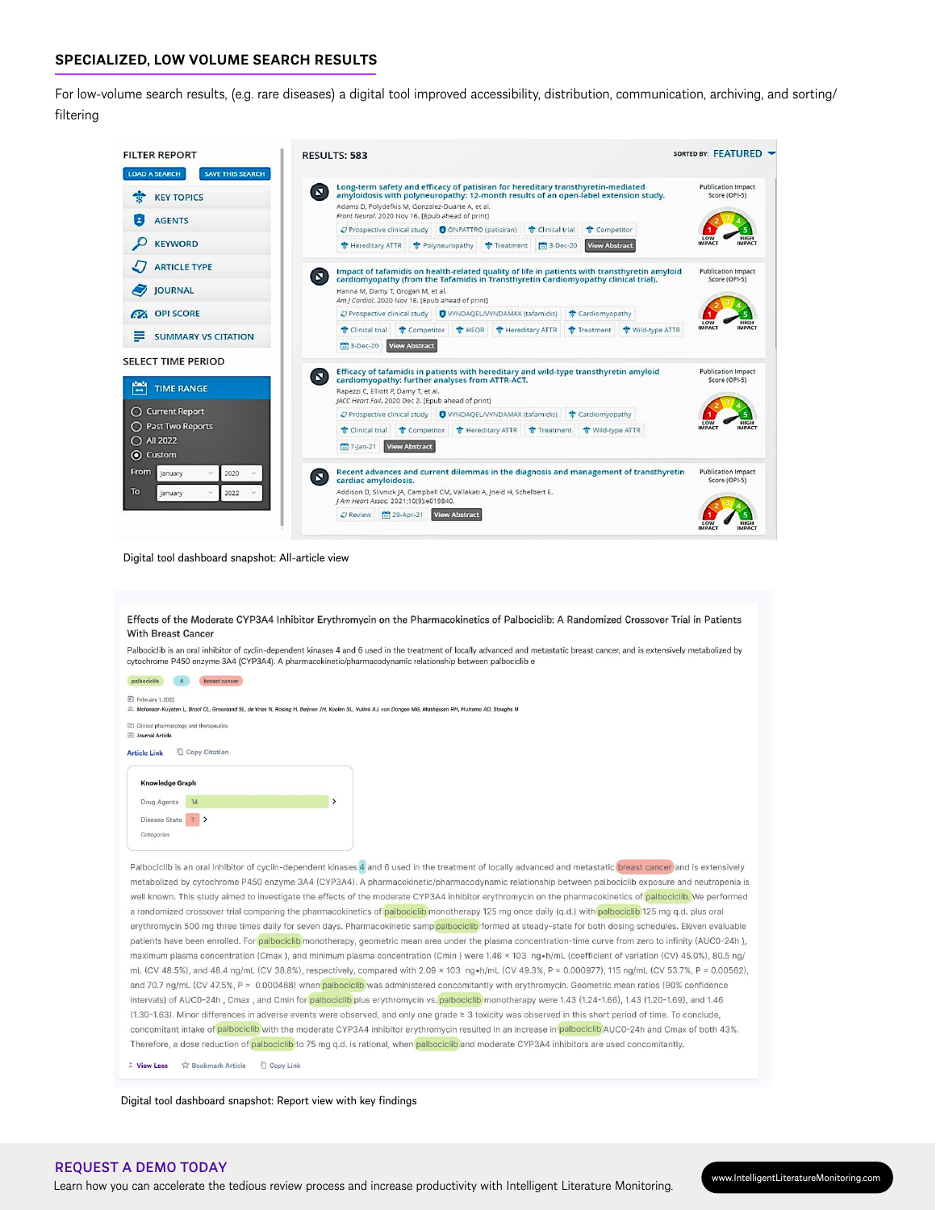## SPECIALIZED, LOW VOLUME SEARCH RESULTS

For low-volume search results, (e.g. rare diseases) a digital tool improved accessibility, distribution, communication, archiving, and sorting/ filtering

Digital tool dashboard snapshot: All-article view

Digital tool dashboard snapshot: Report view with key findings

## REQUEST A DEMO TODAY

Learn how you can accelerate the tedious review process and increase productivity with Intelligent Literature Monitoring.

www.IntelligentLiteratureMonitoring.com